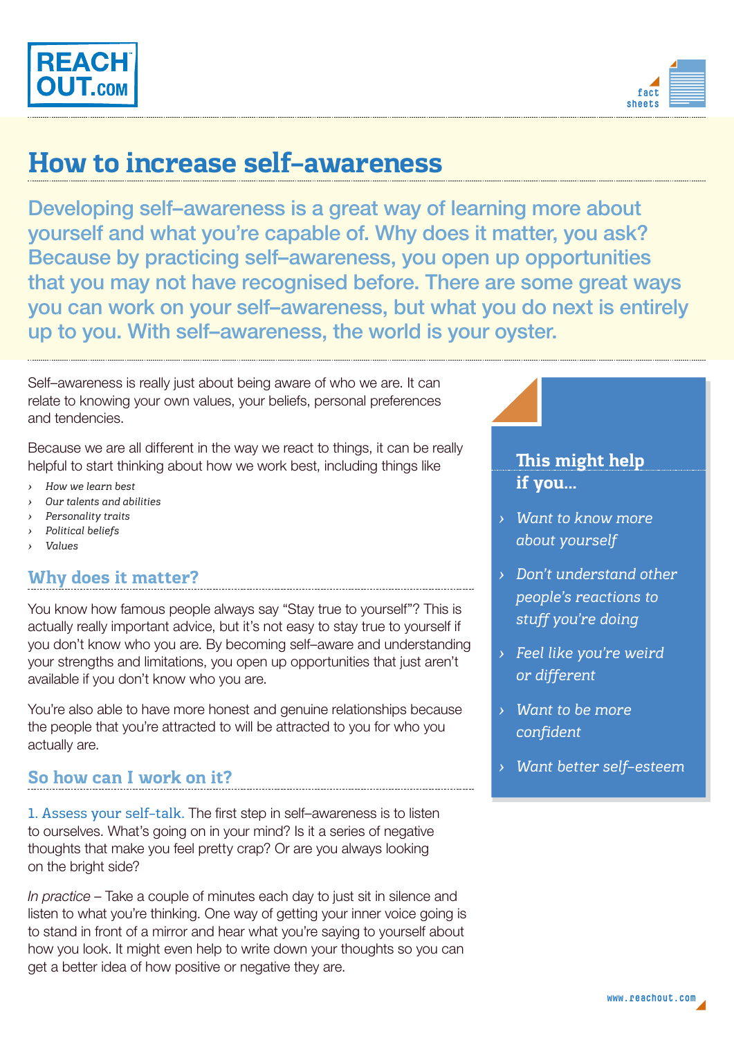# How to increase self–awareness

**Developing self–awareness is a great way of learning more about yourself and what you're capable of. Why does it matter, you ask? Because by practicing self–awareness, you open up opportunities that you may not have recognised before. There are some great ways you can work on your self–awareness, but what you do next is entirely up to you. With self–awareness, the world is your oyster.**

Self–awareness is really just about being aware of who we are. It can relate to knowing your own values, your beliefs, personal preferences and tendencies.

Because we are all different in the way we react to things, it can be really helpful to start thinking about how we work best, including things like

- *How we learn best*
- *Our talents and abilities*
- *Personality traits*
- *Political beliefs*
- *Values*

## Why does it matter?

You know how famous people always say "Stay true to yourself"? This is actually really important advice, but it's not easy to stay true to yourself if you don't know who you are. By becoming self–aware and understanding your strengths and limitations, you open up opportunities that just aren't available if you don't know who you are.

You're also able to have more honest and genuine relationships because the people that you're attracted to will be attracted to you for who you actually are.

## So how can I work on it?

1. Assess your self-talk. The first step in self–awareness is to listen to ourselves. What's going on in your mind? Is it a series of negative thoughts that make you feel pretty crap? Or are you always looking on the bright side?

*In practice* – Take a couple of minutes each day to just sit in silence and listen to what you're thinking. One way of getting your inner voice going is to stand in front of a mirror and hear what you're saying to yourself about how you look. It might even help to write down your thoughts so you can get a better idea of how positive or negative they are.

### This might help if you...

- *Want to know more about yourself*
- *Don't understand other people's reactions to stuff you're doing*
- *Feel like you're weird or different*
- *Want to be more confident*
- *Want better self–esteem*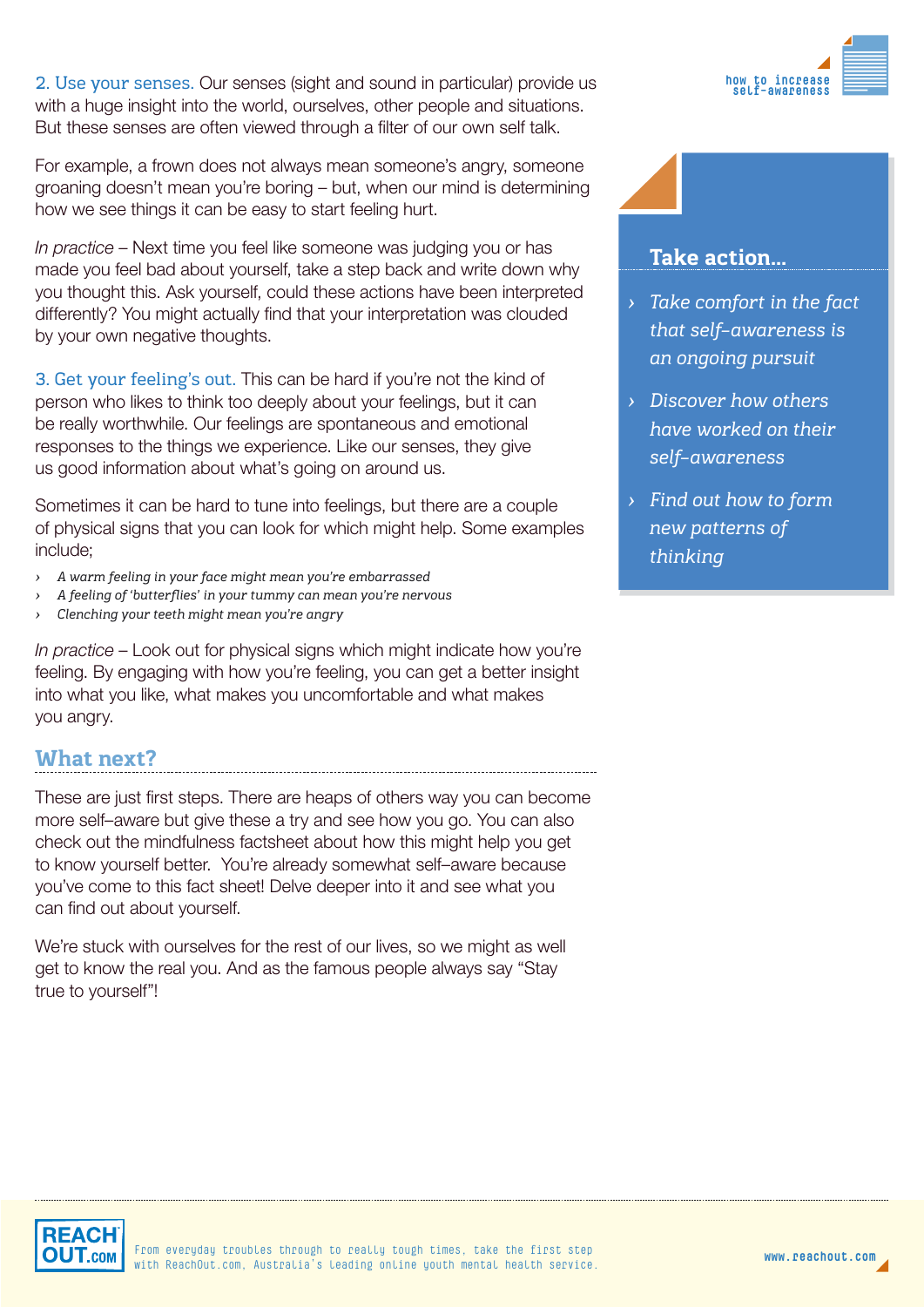2. Use your senses. Our senses (sight and sound in particular) provide us with a huge insight into the world, ourselves, other people and situations. But these senses are often viewed through a filter of our own self talk.

For example, a frown does not always mean someone's angry, someone groaning doesn't mean you're boring – but, when our mind is determining how we see things it can be easy to start feeling hurt.

*In practice* – Next time you feel like someone was judging you or has made you feel bad about yourself, take a step back and write down why you thought this. Ask yourself, could these actions have been interpreted differently? You might actually find that your interpretation was clouded by your own negative thoughts.

3. Get your feeling's out. This can be hard if you're not the kind of person who likes to think too deeply about your feelings, but it can be really worthwhile. Our feelings are spontaneous and emotional responses to the things we experience. Like our senses, they give us good information about what's going on around us.

Sometimes it can be hard to tune into feelings, but there are a couple of physical signs that you can look for which might help. Some examples include;

- *A warm feeling in your face might mean you're embarrassed*
- *A feeling of 'butterflies' in your tummy can mean you're nervous*
- *Clenching your teeth might mean you're angry*

*In practice* – Look out for physical signs which might indicate how you're feeling. By engaging with how you're feeling, you can get a better insight into what you like, what makes you uncomfortable and what makes you angry.

## What next?

These are just first steps. There are heaps of others way you can become more self–aware but give these a try and see how you go. You can also check out the mindfulness factsheet about how this might help you get to know yourself better. You're already somewhat self–aware because you've come to this fact sheet! Delve deeper into it and see what you can find out about yourself.

We're stuck with ourselves for the rest of our lives, so we might as well get to know the real you. And as the famous people always say "Stay true to yourself"!

## Take action...

- *Take comfort in the fact that self–awareness is an ongoing pursuit*
- *Discover how others have worked on their self–awareness*
- *Find out how to form new patterns of thinking*